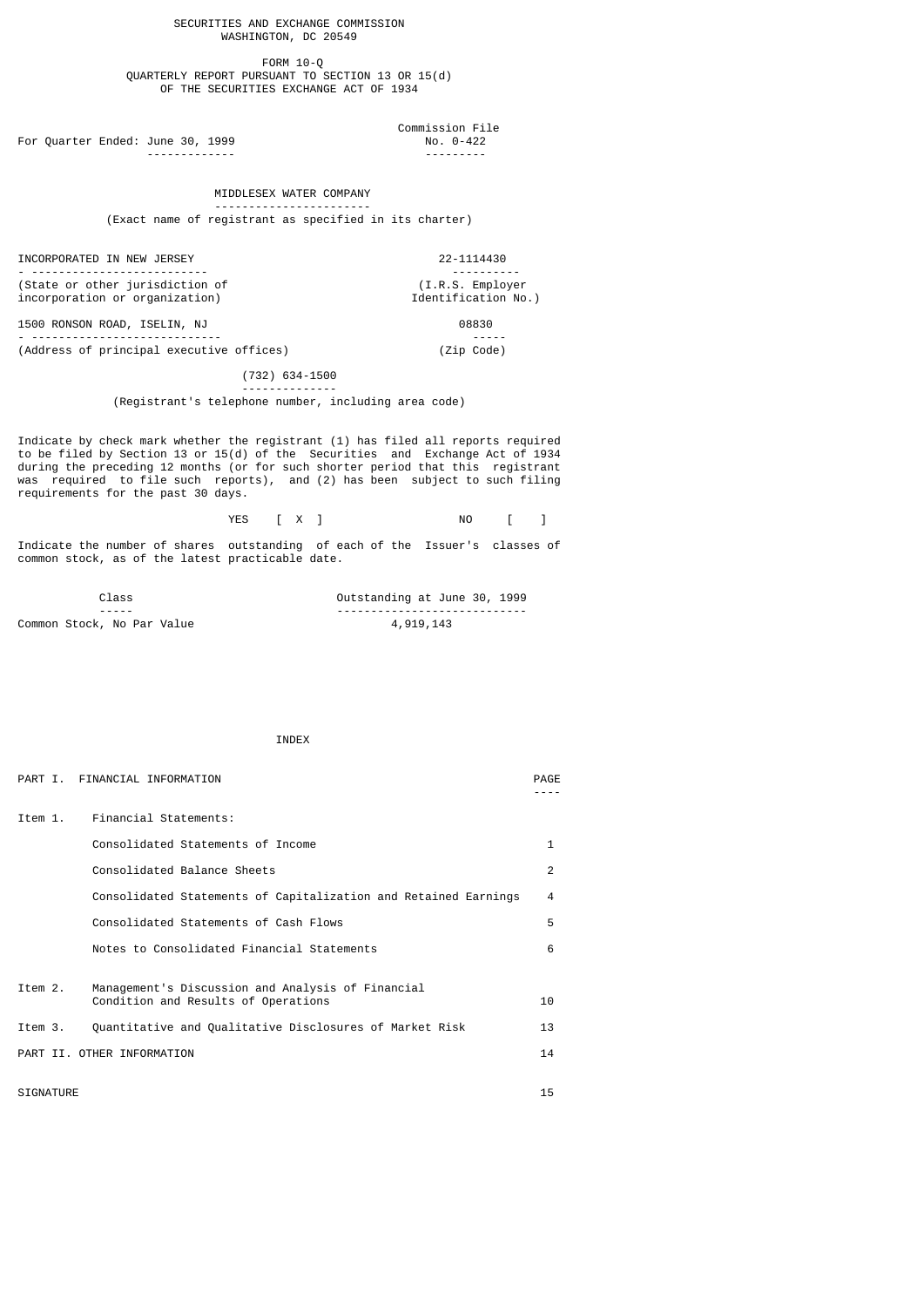SECURITIES AND EXCHANGE COMMISSION
WASHINGTON, DC 20549

FORM 10-Q
QUARTERLY REPORT PURSUANT TO SECTION 13 OR 15(d)
OF THE SECURITIES EXCHANGE ACT OF 1934

| | |
|---|---|
| For Quarter Ended: June 30, 1999 | Commission File No. 0-422 |

**MIDDLESEX WATER COMPANY**
(Exact name of registrant as specified in its charter)

| | |
|---|---|
| INCORPORATED IN NEW JERSEY | 22-1114430 |
| (State or other jurisdiction of incorporation or organization) | (I.R.S. Employer Identification No.) |
| 1500 RONSON ROAD, ISELIN, NJ | 08830 |
| (Address of principal executive offices) | (Zip Code) |

(732) 634-1500
(Registrant's telephone number, including area code)

Indicate by check mark whether the registrant (1) has filed all reports required to be filed by Section 13 or 15(d) of the Securities and Exchange Act of 1934 during the preceding 12 months (or for such shorter period that this registrant was required to file such reports), and (2) has been subject to such filing requirements for the past 30 days.

YES [ X ] NO [ ]

Indicate the number of shares outstanding of each of the Issuer's classes of common stock, as of the latest practicable date.

| Class | Outstanding at June 30, 1999 |
|---|---|
| Common Stock, No Par Value | 4,919,143 |

INDEX

| | | PAGE |
|---|---|---|
| PART I. | FINANCIAL INFORMATION | |
| Item 1. | Financial Statements: | |
| | Consolidated Statements of Income | 1 |
| | Consolidated Balance Sheets | 2 |
| | Consolidated Statements of Capitalization and Retained Earnings | 4 |
| | Consolidated Statements of Cash Flows | 5 |
| | Notes to Consolidated Financial Statements | 6 |
| Item 2. | Management's Discussion and Analysis of Financial Condition and Results of Operations | 10 |
| Item 3. | Quantitative and Qualitative Disclosures of Market Risk | 13 |
| PART II. OTHER INFORMATION | | 14 |
| SIGNATURE | | 15 |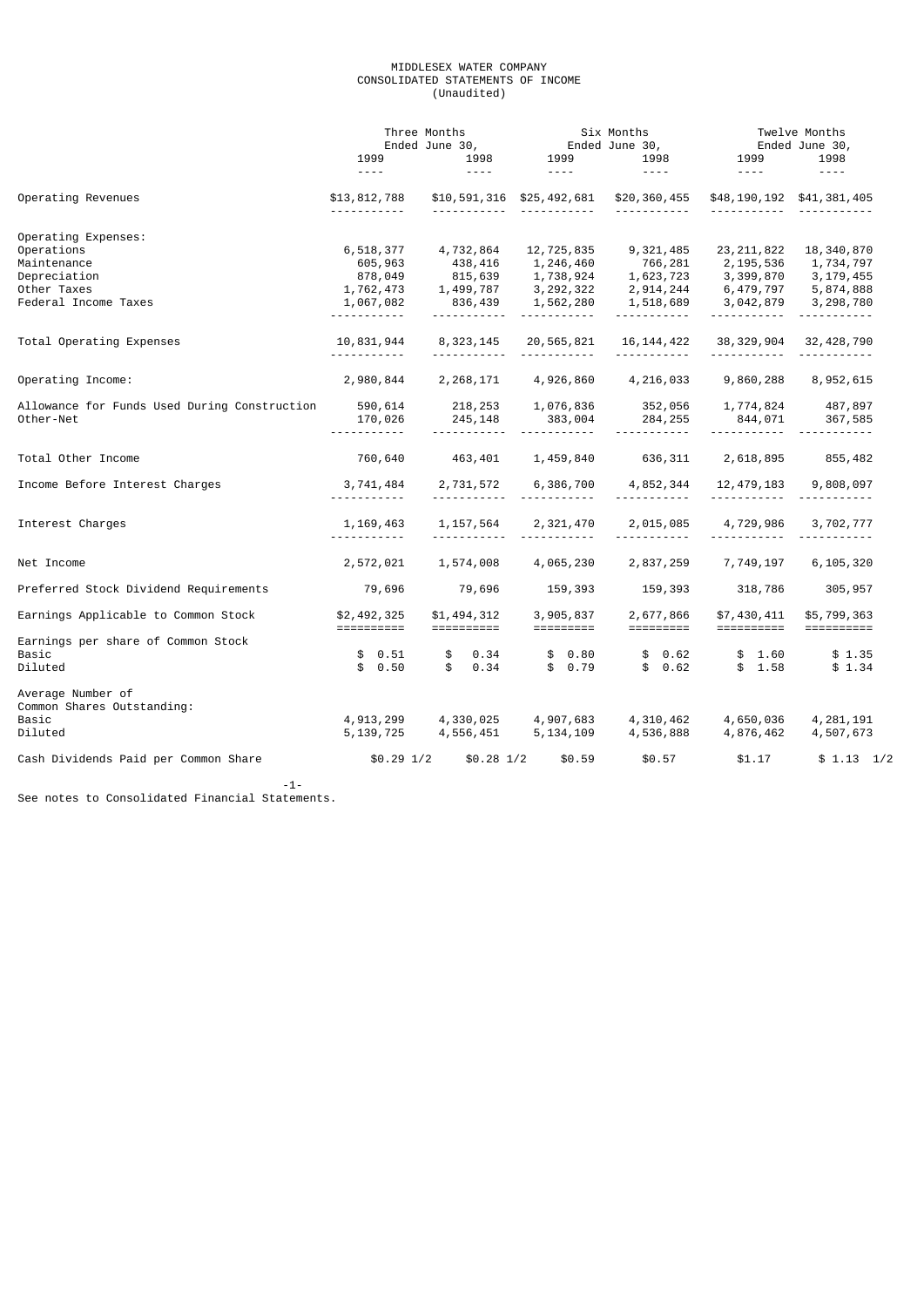# MIDDLESEX WATER COMPANY
## CONSOLIDATED STATEMENTS OF INCOME
(Unaudited)

| | Three Months Ended June 30, | | Six Months Ended June 30, | | Twelve Months Ended June 30, | |
|---|---|---|---|---|---|---|
| | 1999 | 1998 | 1999 | 1998 | 1999 | 1998 |
| Operating Revenues | $13,812,788 | $10,591,316 | $25,492,681 | $20,360,455 | $48,190,192 | $41,381,405 |
| Operating Expenses: | | | | | | |
| Operations | 6,518,377 | 4,732,864 | 12,725,835 | 9,321,485 | 23,211,822 | 18,340,870 |
| Maintenance | 605,963 | 438,416 | 1,246,460 | 766,281 | 2,195,536 | 1,734,797 |
| Depreciation | 878,049 | 815,639 | 1,738,924 | 1,623,723 | 3,399,870 | 3,179,455 |
| Other Taxes | 1,762,473 | 1,499,787 | 3,292,322 | 2,914,244 | 6,479,797 | 5,874,888 |
| Federal Income Taxes | 1,067,082 | 836,439 | 1,562,280 | 1,518,689 | 3,042,879 | 3,298,780 |
| Total Operating Expenses | 10,831,944 | 8,323,145 | 20,565,821 | 16,144,422 | 38,329,904 | 32,428,790 |
| Operating Income: | 2,980,844 | 2,268,171 | 4,926,860 | 4,216,033 | 9,860,288 | 8,952,615 |
| Allowance for Funds Used During Construction | 590,614 | 218,253 | 1,076,836 | 352,056 | 1,774,824 | 487,897 |
| Other-Net | 170,026 | 245,148 | 383,004 | 284,255 | 844,071 | 367,585 |
| Total Other Income | 760,640 | 463,401 | 1,459,840 | 636,311 | 2,618,895 | 855,482 |
| Income Before Interest Charges | 3,741,484 | 2,731,572 | 6,386,700 | 4,852,344 | 12,479,183 | 9,808,097 |
| Interest Charges | 1,169,463 | 1,157,564 | 2,321,470 | 2,015,085 | 4,729,986 | 3,702,777 |
| Net Income | 2,572,021 | 1,574,008 | 4,065,230 | 2,837,259 | 7,749,197 | 6,105,320 |
| Preferred Stock Dividend Requirements | 79,696 | 79,696 | 159,393 | 159,393 | 318,786 | 305,957 |
| Earnings Applicable to Common Stock | $2,492,325 | $1,494,312 | 3,905,837 | 2,677,866 | $7,430,411 | $5,799,363 |
| Earnings per share of Common Stock | | | | | | |
| Basic | $ 0.51 | $ 0.34 | $ 0.80 | $ 0.62 | $ 1.60 | $ 1.35 |
| Diluted | $ 0.50 | $ 0.34 | $ 0.79 | $ 0.62 | $ 1.58 | $ 1.34 |
| Average Number of Common Shares Outstanding: | | | | | | |
| Basic | 4,913,299 | 4,330,025 | 4,907,683 | 4,310,462 | 4,650,036 | 4,281,191 |
| Diluted | 5,139,725 | 4,556,451 | 5,134,109 | 4,536,888 | 4,876,462 | 4,507,673 |
| Cash Dividends Paid per Common Share | $0.29 1/2 | $0.28 1/2 | $0.59 | $0.57 | $1.17 | $ 1.13 1/2 |

See notes to Consolidated Financial Statements.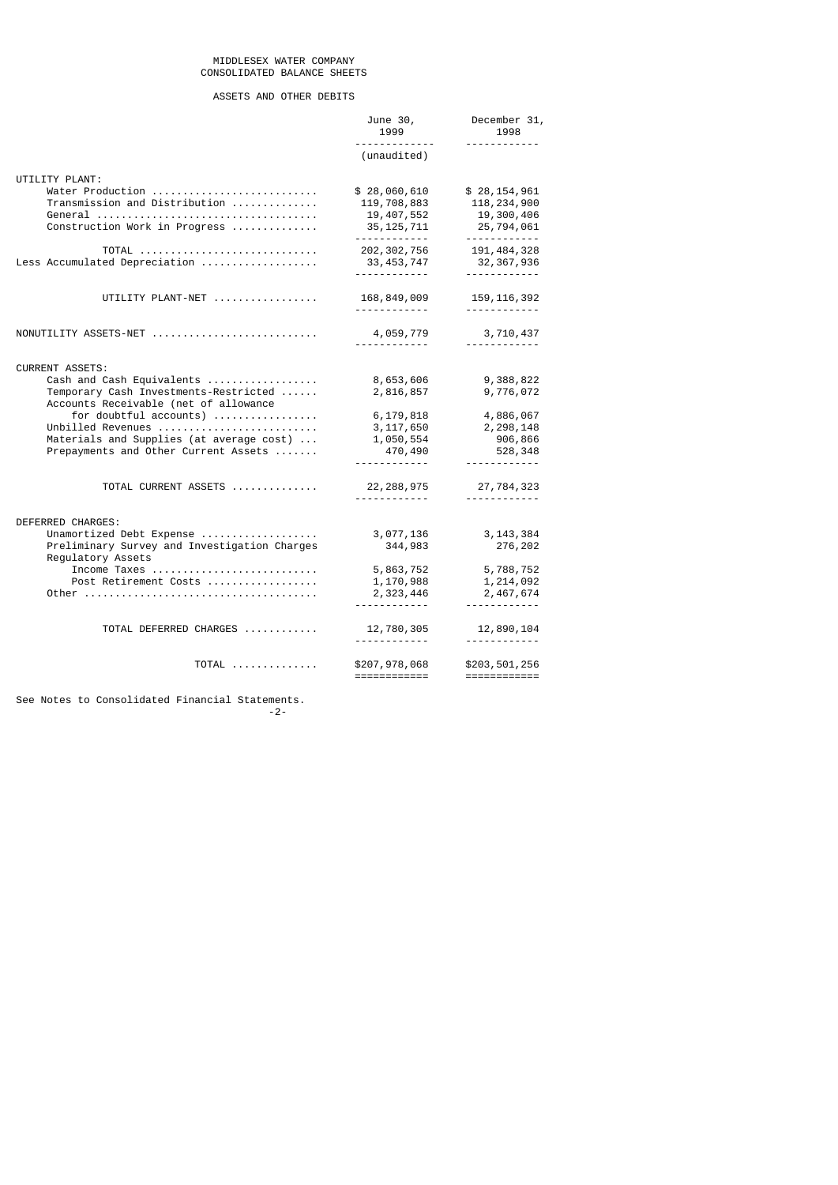# MIDDLESEX WATER COMPANY
## CONSOLIDATED BALANCE SHEETS

### ASSETS AND OTHER DEBITS

| | June 30, 1999 | December 31, 1998 |
|---|---|---|
| | (unaudited) | |
| **UTILITY PLANT:** | | |
| Water Production | $ 28,060,610 | $ 28,154,961 |
| Transmission and Distribution | 119,708,883 | 118,234,900 |
| General | 19,407,552 | 19,300,406 |
| Construction Work in Progress | 35,125,711 | 25,794,061 |
| TOTAL | 202,302,756 | 191,484,328 |
| Less Accumulated Depreciation | 33,453,747 | 32,367,936 |
| UTILITY PLANT-NET | 168,849,009 | 159,116,392 |
| NONUTILITY ASSETS-NET | 4,059,779 | 3,710,437 |
| **CURRENT ASSETS:** | | |
| Cash and Cash Equivalents | 8,653,606 | 9,388,822 |
| Temporary Cash Investments-Restricted | 2,816,857 | 9,776,072 |
| Accounts Receivable (net of allowance for doubtful accounts) | 6,179,818 | 4,886,067 |
| Unbilled Revenues | 3,117,650 | 2,298,148 |
| Materials and Supplies (at average cost) | 1,050,554 | 906,866 |
| Prepayments and Other Current Assets | 470,490 | 528,348 |
| TOTAL CURRENT ASSETS | 22,288,975 | 27,784,323 |
| **DEFERRED CHARGES:** | | |
| Unamortized Debt Expense | 3,077,136 | 3,143,384 |
| Preliminary Survey and Investigation Charges | 344,983 | 276,202 |
| Regulatory Assets | | |
| Income Taxes | 5,863,752 | 5,788,752 |
| Post Retirement Costs | 1,170,988 | 1,214,092 |
| Other | 2,323,446 | 2,467,674 |
| TOTAL DEFERRED CHARGES | 12,780,305 | 12,890,104 |
| TOTAL | $207,978,068 | $203,501,256 |

See Notes to Consolidated Financial Statements.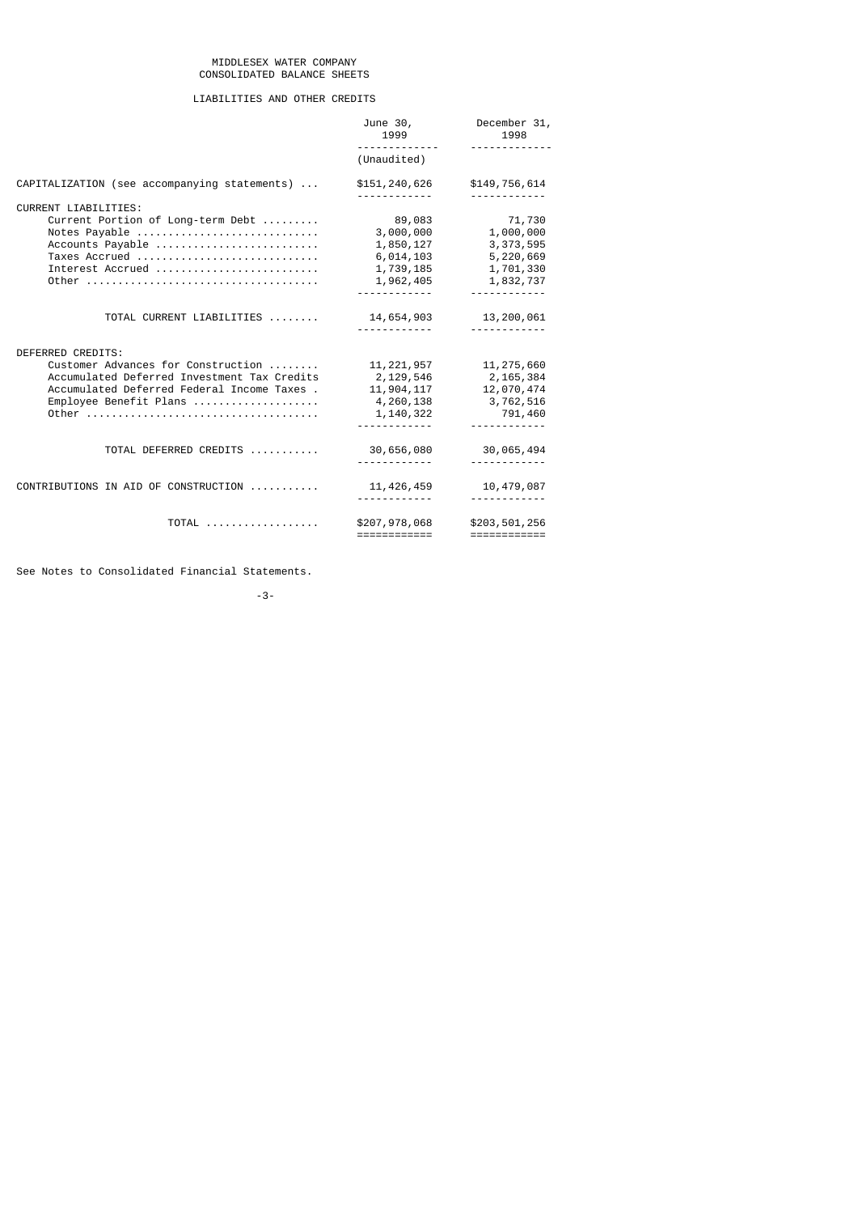# MIDDLESEX WATER COMPANY
## CONSOLIDATED BALANCE SHEETS

### LIABILITIES AND OTHER CREDITS

| | June 30, 1999 | December 31, 1998 |
|---|---|---|
| | (Unaudited) | |
| CAPITALIZATION (see accompanying statements) ... | $151,240,626 | $149,756,614 |
| CURRENT LIABILITIES: | | |
| Current Portion of Long-term Debt ......... | 89,083 | 71,730 |
| Notes Payable ............................. | 3,000,000 | 1,000,000 |
| Accounts Payable .......................... | 1,850,127 | 3,373,595 |
| Taxes Accrued ............................. | 6,014,103 | 5,220,669 |
| Interest Accrued .......................... | 1,739,185 | 1,701,330 |
| Other ..................................... | 1,962,405 | 1,832,737 |
| TOTAL CURRENT LIABILITIES ........ | 14,654,903 | 13,200,061 |
| DEFERRED CREDITS: | | |
| Customer Advances for Construction ........ | 11,221,957 | 11,275,660 |
| Accumulated Deferred Investment Tax Credits | 2,129,546 | 2,165,384 |
| Accumulated Deferred Federal Income Taxes . | 11,904,117 | 12,070,474 |
| Employee Benefit Plans .................... | 4,260,138 | 3,762,516 |
| Other ..................................... | 1,140,322 | 791,460 |
| TOTAL DEFERRED CREDITS ........... | 30,656,080 | 30,065,494 |
| CONTRIBUTIONS IN AID OF CONSTRUCTION ........... | 11,426,459 | 10,479,087 |
| TOTAL .................. | $207,978,068 | $203,501,256 |

See Notes to Consolidated Financial Statements.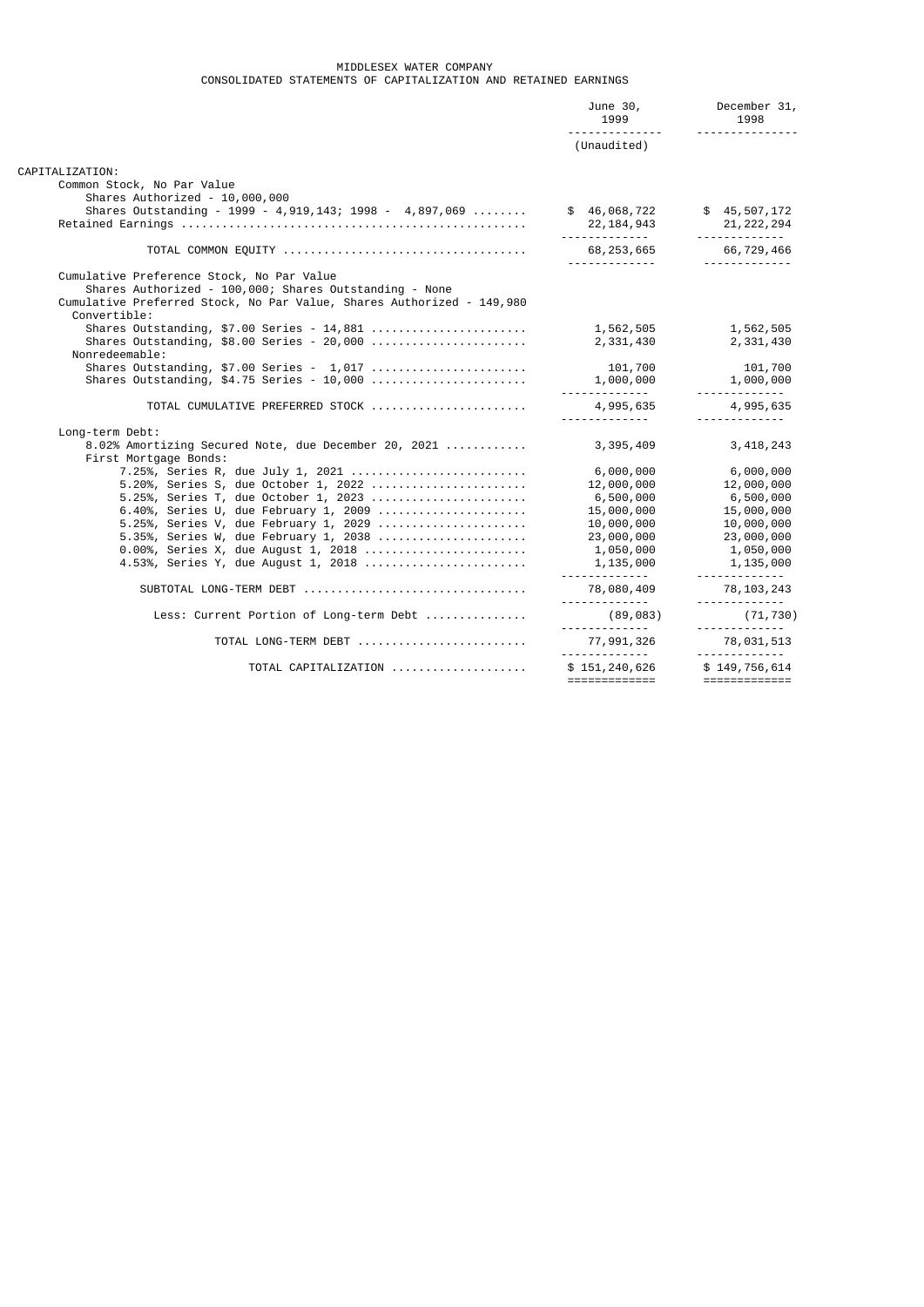MIDDLESEX WATER COMPANY
CONSOLIDATED STATEMENTS OF CAPITALIZATION AND RETAINED EARNINGS

| | June 30, 1999 | December 31, 1998 |
|---|---|---|
| | (Unaudited) | |
| CAPITALIZATION: | | |
| Common Stock, No Par Value | | |
| Shares Authorized - 10,000,000 | | |
| Shares Outstanding - 1999 - 4,919,143; 1998 - 4,897,069 | $ 46,068,722 | $ 45,507,172 |
| Retained Earnings | 22,184,943 | 21,222,294 |
| TOTAL COMMON EQUITY | 68,253,665 | 66,729,466 |
| Cumulative Preference Stock, No Par Value | | |
| Shares Authorized - 100,000; Shares Outstanding - None | | |
| Cumulative Preferred Stock, No Par Value, Shares Authorized - 149,980 | | |
| Convertible: | | |
| Shares Outstanding, $7.00 Series - 14,881 | 1,562,505 | 1,562,505 |
| Shares Outstanding, $8.00 Series - 20,000 | 2,331,430 | 2,331,430 |
| Nonredeemable: | | |
| Shares Outstanding, $7.00 Series - 1,017 | 101,700 | 101,700 |
| Shares Outstanding, $4.75 Series - 10,000 | 1,000,000 | 1,000,000 |
| TOTAL CUMULATIVE PREFERRED STOCK | 4,995,635 | 4,995,635 |
| Long-term Debt: | | |
| 8.02% Amortizing Secured Note, due December 20, 2021 | 3,395,409 | 3,418,243 |
| First Mortgage Bonds: | | |
| 7.25%, Series R, due July 1, 2021 | 6,000,000 | 6,000,000 |
| 5.20%, Series S, due October 1, 2022 | 12,000,000 | 12,000,000 |
| 5.25%, Series T, due October 1, 2023 | 6,500,000 | 6,500,000 |
| 6.40%, Series U, due February 1, 2009 | 15,000,000 | 15,000,000 |
| 5.25%, Series V, due February 1, 2029 | 10,000,000 | 10,000,000 |
| 5.35%, Series W, due February 1, 2038 | 23,000,000 | 23,000,000 |
| 0.00%, Series X, due August 1, 2018 | 1,050,000 | 1,050,000 |
| 4.53%, Series Y, due August 1, 2018 | 1,135,000 | 1,135,000 |
| SUBTOTAL LONG-TERM DEBT | 78,080,409 | 78,103,243 |
| Less: Current Portion of Long-term Debt | (89,083) | (71,730) |
| TOTAL LONG-TERM DEBT | 77,991,326 | 78,031,513 |
| TOTAL CAPITALIZATION | $ 151,240,626 | $ 149,756,614 |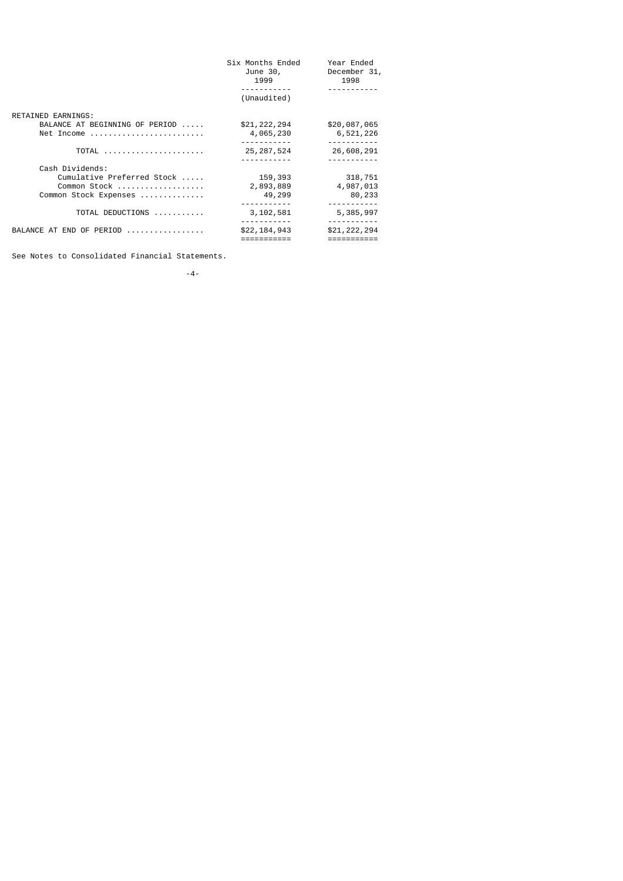| | Six Months Ended June 30, 1999 | Year Ended December 31, 1998 |
|---|---|---|
| | (Unaudited) | |
| RETAINED EARNINGS: | | |
| BALANCE AT BEGINNING OF PERIOD | $21,222,294 | $20,087,065 |
| Net Income | 4,065,230 | 6,521,226 |
| TOTAL | 25,287,524 | 26,608,291 |
| Cash Dividends: | | |
| Cumulative Preferred Stock | 159,393 | 318,751 |
| Common Stock | 2,893,889 | 4,987,013 |
| Common Stock Expenses | 49,299 | 80,233 |
| TOTAL DEDUCTIONS | 3,102,581 | 5,385,997 |
| BALANCE AT END OF PERIOD | $22,184,943 | $21,222,294 |

See Notes to Consolidated Financial Statements.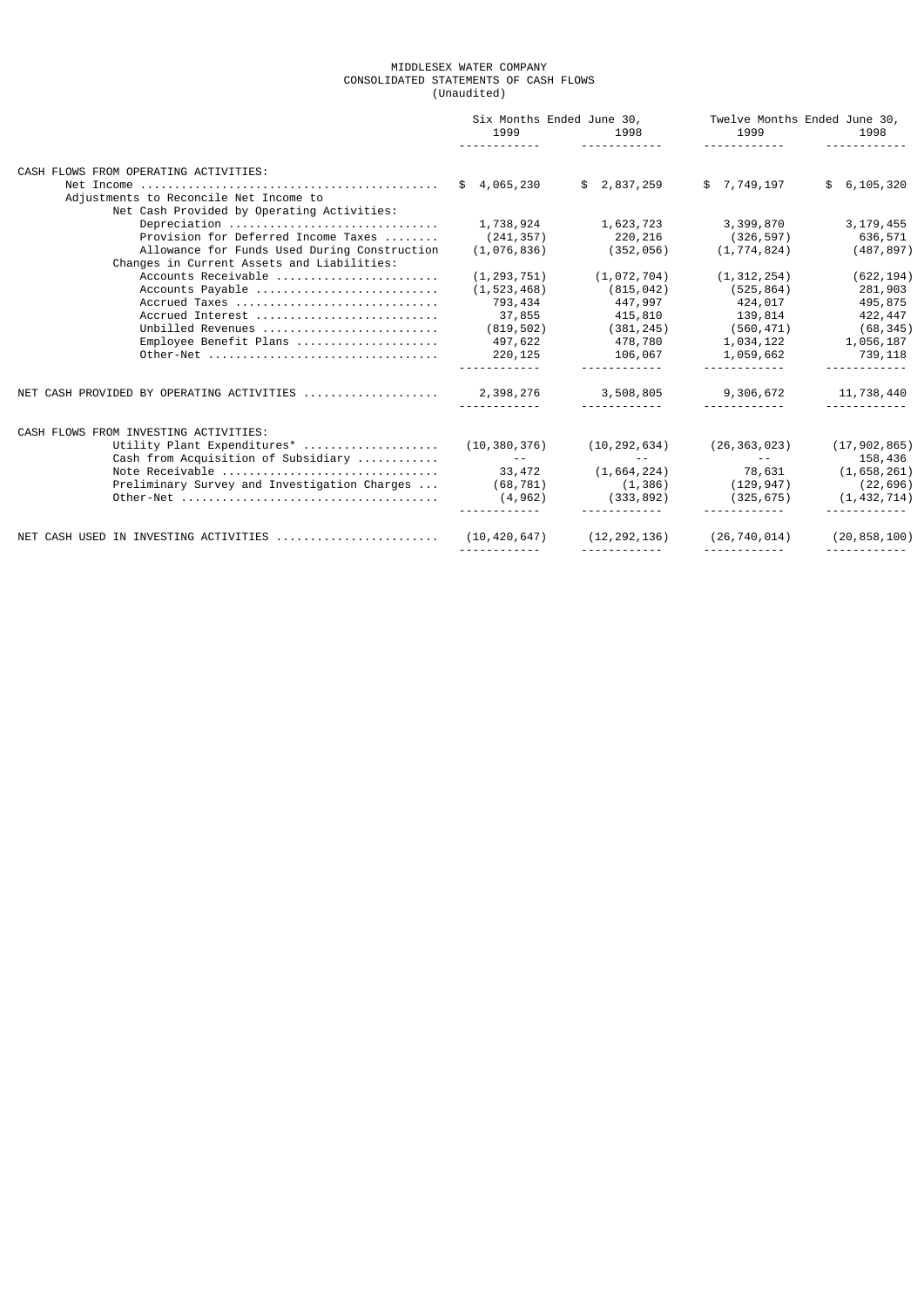MIDDLESEX WATER COMPANY
CONSOLIDATED STATEMENTS OF CASH FLOWS
(Unaudited)

| | Six Months Ended June 30, | | Twelve Months Ended June 30, | |
|---|---|---|---|---|
| | 1999 | 1998 | 1999 | 1998 |
| CASH FLOWS FROM OPERATING ACTIVITIES: | | | | |
| Net Income | $ 4,065,230 | $ 2,837,259 | $ 7,749,197 | $ 6,105,320 |
| Adjustments to Reconcile Net Income to Net Cash Provided by Operating Activities: | | | | |
| Depreciation | 1,738,924 | 1,623,723 | 3,399,870 | 3,179,455 |
| Provision for Deferred Income Taxes | (241,357) | 220,216 | (326,597) | 636,571 |
| Allowance for Funds Used During Construction | (1,076,836) | (352,056) | (1,774,824) | (487,897) |
| Changes in Current Assets and Liabilities: | | | | |
| Accounts Receivable | (1,293,751) | (1,072,704) | (1,312,254) | (622,194) |
| Accounts Payable | (1,523,468) | (815,042) | (525,864) | 281,903 |
| Accrued Taxes | 793,434 | 447,997 | 424,017 | 495,875 |
| Accrued Interest | 37,855 | 415,810 | 139,814 | 422,447 |
| Unbilled Revenues | (819,502) | (381,245) | (560,471) | (68,345) |
| Employee Benefit Plans | 497,622 | 478,780 | 1,034,122 | 1,056,187 |
| Other-Net | 220,125 | 106,067 | 1,059,662 | 739,118 |
| NET CASH PROVIDED BY OPERATING ACTIVITIES | 2,398,276 | 3,508,805 | 9,306,672 | 11,738,440 |
| CASH FLOWS FROM INVESTING ACTIVITIES: | | | | |
| Utility Plant Expenditures* | (10,380,376) | (10,292,634) | (26,363,023) | (17,902,865) |
| Cash from Acquisition of Subsidiary | -- | -- | -- | 158,436 |
| Note Receivable | 33,472 | (1,664,224) | 78,631 | (1,658,261) |
| Preliminary Survey and Investigation Charges | (68,781) | (1,386) | (129,947) | (22,696) |
| Other-Net | (4,962) | (333,892) | (325,675) | (1,432,714) |
| NET CASH USED IN INVESTING ACTIVITIES | (10,420,647) | (12,292,136) | (26,740,014) | (20,858,100) |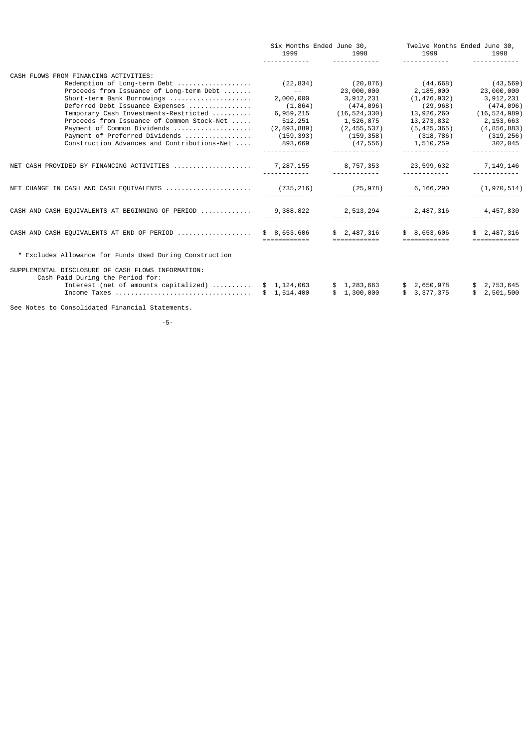| | Six Months Ended June 30, | | Twelve Months Ended June 30, | |
|---|---|---|---|---|
| | 1999 | 1998 | 1999 | 1998 |
| CASH FLOWS FROM FINANCING ACTIVITIES: | | | | |
| Redemption of Long-term Debt | (22,834) | (20,876) | (44,668) | (43,569) |
| Proceeds from Issuance of Long-term Debt | -- | 23,000,000 | 2,185,000 | 23,000,000 |
| Short-term Bank Borrowings | 2,000,000 | 3,912,231 | (1,476,932) | 3,912,231 |
| Deferred Debt Issuance Expenses | (1,864) | (474,096) | (29,968) | (474,096) |
| Temporary Cash Investments-Restricted | 6,959,215 | (16,524,330) | 13,926,260 | (16,524,989) |
| Proceeds from Issuance of Common Stock-Net | 512,251 | 1,526,875 | 13,273,832 | 2,153,663 |
| Payment of Common Dividends | (2,893,889) | (2,455,537) | (5,425,365) | (4,856,883) |
| Payment of Preferred Dividends | (159,393) | (159,358) | (318,786) | (319,256) |
| Construction Advances and Contributions-Net | 893,669 | (47,556) | 1,510,259 | 302,045 |
| NET CASH PROVIDED BY FINANCING ACTIVITIES | 7,287,155 | 8,757,353 | 23,599,632 | 7,149,146 |
| NET CHANGE IN CASH AND CASH EQUIVALENTS | (735,216) | (25,978) | 6,166,290 | (1,970,514) |
| CASH AND CASH EQUIVALENTS AT BEGINNING OF PERIOD | 9,388,822 | 2,513,294 | 2,487,316 | 4,457,830 |
| CASH AND CASH EQUIVALENTS AT END OF PERIOD | $ 8,653,606 | $ 2,487,316 | $ 8,653,606 | $ 2,487,316 |

\* Excludes Allowance for Funds Used During Construction

| SUPPLEMENTAL DISCLOSURE OF CASH FLOWS INFORMATION: | | | | |
|---|---|---|---|---|
| Cash Paid During the Period for: | | | | |
| Interest (net of amounts capitalized) | $ 1,124,063 | $ 1,283,663 | $ 2,650,978 | $ 2,753,645 |
| Income Taxes | $ 1,514,400 | $ 1,300,000 | $ 3,377,375 | $ 2,501,500 |

See Notes to Consolidated Financial Statements.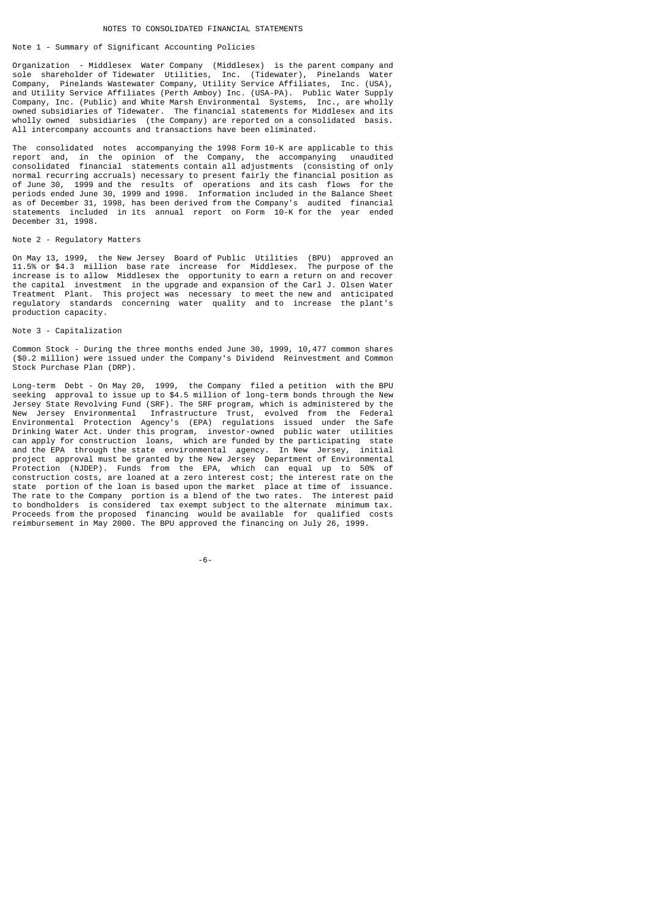# NOTES TO CONSOLIDATED FINANCIAL STATEMENTS

## Note 1 - Summary of Significant Accounting Policies

Organization - Middlesex Water Company (Middlesex) is the parent company and sole shareholder of Tidewater Utilities, Inc. (Tidewater), Pinelands Water Company, Pinelands Wastewater Company, Utility Service Affiliates, Inc. (USA), and Utility Service Affiliates (Perth Amboy) Inc. (USA-PA). Public Water Supply Company, Inc. (Public) and White Marsh Environmental Systems, Inc., are wholly owned subsidiaries of Tidewater. The financial statements for Middlesex and its wholly owned subsidiaries (the Company) are reported on a consolidated basis. All intercompany accounts and transactions have been eliminated.

The consolidated notes accompanying the 1998 Form 10-K are applicable to this report and, in the opinion of the Company, the accompanying unaudited consolidated financial statements contain all adjustments (consisting of only normal recurring accruals) necessary to present fairly the financial position as of June 30, 1999 and the results of operations and its cash flows for the periods ended June 30, 1999 and 1998. Information included in the Balance Sheet as of December 31, 1998, has been derived from the Company's audited financial statements included in its annual report on Form 10-K for the year ended December 31, 1998.

## Note 2 - Regulatory Matters

On May 13, 1999, the New Jersey Board of Public Utilities (BPU) approved an 11.5% or $4.3 million base rate increase for Middlesex. The purpose of the increase is to allow Middlesex the opportunity to earn a return on and recover the capital investment in the upgrade and expansion of the Carl J. Olsen Water Treatment Plant. This project was necessary to meet the new and anticipated regulatory standards concerning water quality and to increase the plant's production capacity.

## Note 3 - Capitalization

Common Stock - During the three months ended June 30, 1999, 10,477 common shares ($0.2 million) were issued under the Company's Dividend Reinvestment and Common Stock Purchase Plan (DRP).

Long-term Debt - On May 20, 1999, the Company filed a petition with the BPU seeking approval to issue up to $4.5 million of long-term bonds through the New Jersey State Revolving Fund (SRF). The SRF program, which is administered by the New Jersey Environmental Infrastructure Trust, evolved from the Federal Environmental Protection Agency's (EPA) regulations issued under the Safe Drinking Water Act. Under this program, investor-owned public water utilities can apply for construction loans, which are funded by the participating state and the EPA through the state environmental agency. In New Jersey, initial project approval must be granted by the New Jersey Department of Environmental Protection (NJDEP). Funds from the EPA, which can equal up to 50% of construction costs, are loaned at a zero interest cost; the interest rate on the state portion of the loan is based upon the market place at time of issuance. The rate to the Company portion is a blend of the two rates. The interest paid to bondholders is considered tax exempt subject to the alternate minimum tax. Proceeds from the proposed financing would be available for qualified costs reimbursement in May 2000. The BPU approved the financing on July 26, 1999.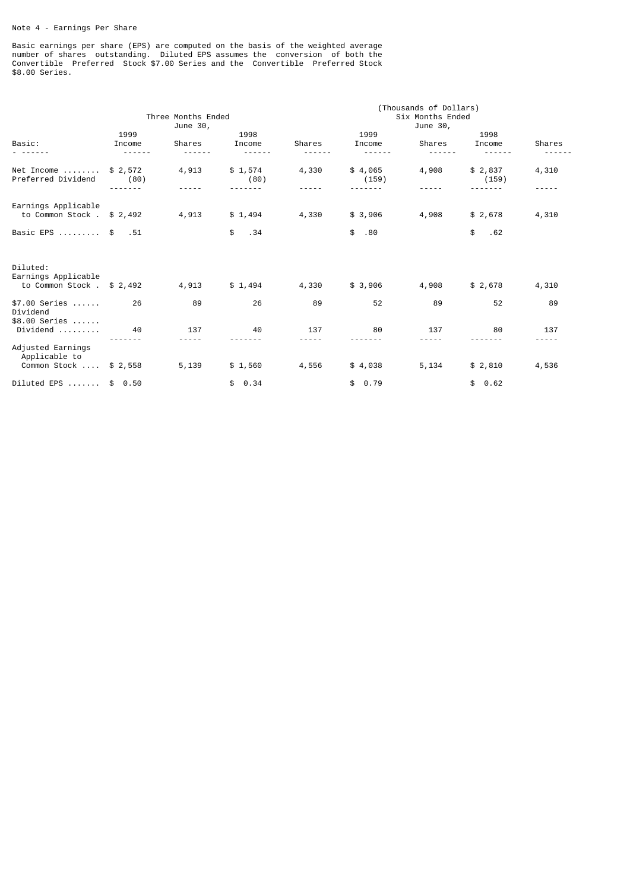Note 4 - Earnings Per Share

Basic earnings per share (EPS) are computed on the basis of the weighted average number of shares outstanding. Diluted EPS assumes the conversion of both the Convertible Preferred Stock $7.00 Series and the Convertible Preferred Stock $8.00 Series.

(Thousands of Dollars)

| | Three Months Ended June 30, | | | | Six Months Ended June 30, | | | |
|---|---|---|---|---|---|---|---|---|
| | 1999 | | 1998 | | 1999 | | 1998 | |
| Basic: | Income | Shares | Income | Shares | Income | Shares | Income | Shares |
| Net Income ........ | $ 2,572 | 4,913 | $ 1,574 | 4,330 | $ 4,065 | 4,908 | $ 2,837 | 4,310 |
| Preferred Dividend | (80) | | (80) | | (159) | | (159) | |
| Earnings Applicable to Common Stock . | $ 2,492 | 4,913 | $ 1,494 | 4,330 | $ 3,906 | 4,908 | $ 2,678 | 4,310 |
| Basic EPS ......... | $ .51 | | $ .34 | | $ .80 | | $ .62 | |
| Diluted: | | | | | | | | |
| Earnings Applicable to Common Stock . | $ 2,492 | 4,913 | $ 1,494 | 4,330 | $ 3,906 | 4,908 | $ 2,678 | 4,310 |
| $7.00 Series ...... Dividend | 26 | 89 | 26 | 89 | 52 | 89 | 52 | 89 |
| $8.00 Series ...... Dividend ......... | 40 | 137 | 40 | 137 | 80 | 137 | 80 | 137 |
| Adjusted Earnings Applicable to Common Stock .... | $ 2,558 | 5,139 | $ 1,560 | 4,556 | $ 4,038 | 5,134 | $ 2,810 | 4,536 |
| Diluted EPS ....... | $ 0.50 | | $ 0.34 | | $ 0.79 | | $ 0.62 | |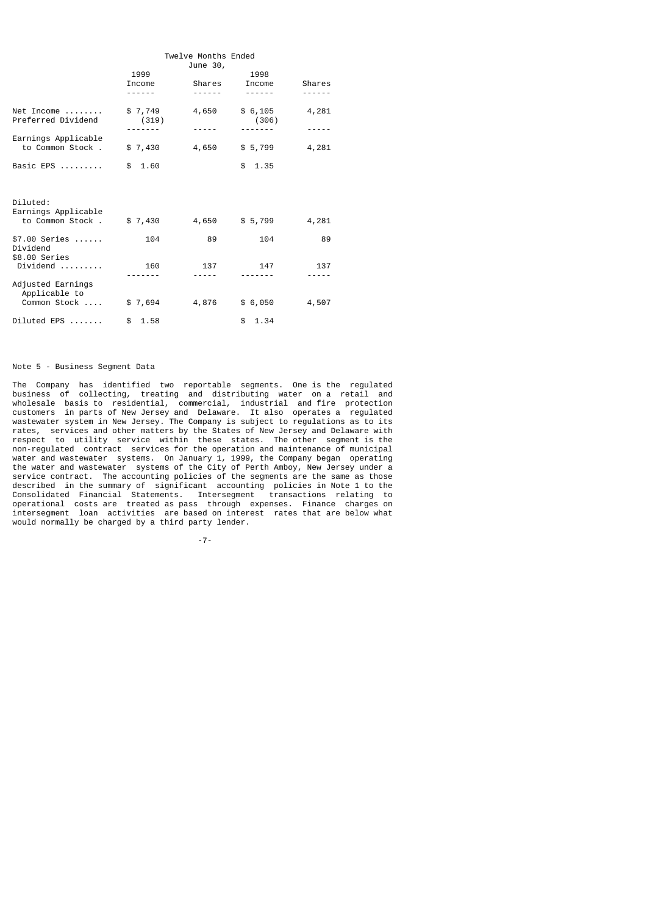| | Twelve Months Ended June 30, | | | |
|---|---|---|---|---|
| | 1999 | | 1998 | |
| | Income | Shares | Income | Shares |
| Net Income ........ | $ 7,749 | 4,650 | $ 6,105 | 4,281 |
| Preferred Dividend | (319) | | (306) | |
| Earnings Applicable to Common Stock . | $ 7,430 | 4,650 | $ 5,799 | 4,281 |
| Basic EPS ......... | $ 1.60 | | $ 1.35 | |
| Diluted: | | | | |
| Earnings Applicable to Common Stock . | $ 7,430 | 4,650 | $ 5,799 | 4,281 |
| $7.00 Series ...... Dividend | 104 | 89 | 104 | 89 |
| $8.00 Series Dividend ......... | 160 | 137 | 147 | 137 |
| Adjusted Earnings Applicable to Common Stock .... | $ 7,694 | 4,876 | $ 6,050 | 4,507 |
| Diluted EPS ....... | $ 1.58 | | $ 1.34 | |

Note 5 - Business Segment Data

The Company has identified two reportable segments. One is the regulated business of collecting, treating and distributing water on a retail and wholesale basis to residential, commercial, industrial and fire protection customers in parts of New Jersey and Delaware. It also operates a regulated wastewater system in New Jersey. The Company is subject to regulations as to its rates, services and other matters by the States of New Jersey and Delaware with respect to utility service within these states. The other segment is the non-regulated contract services for the operation and maintenance of municipal water and wastewater systems. On January 1, 1999, the Company began operating the water and wastewater systems of the City of Perth Amboy, New Jersey under a service contract. The accounting policies of the segments are the same as those described in the summary of significant accounting policies in Note 1 to the Consolidated Financial Statements. Intersegment transactions relating to operational costs are treated as pass through expenses. Finance charges on intersegment loan activities are based on interest rates that are below what would normally be charged by a third party lender.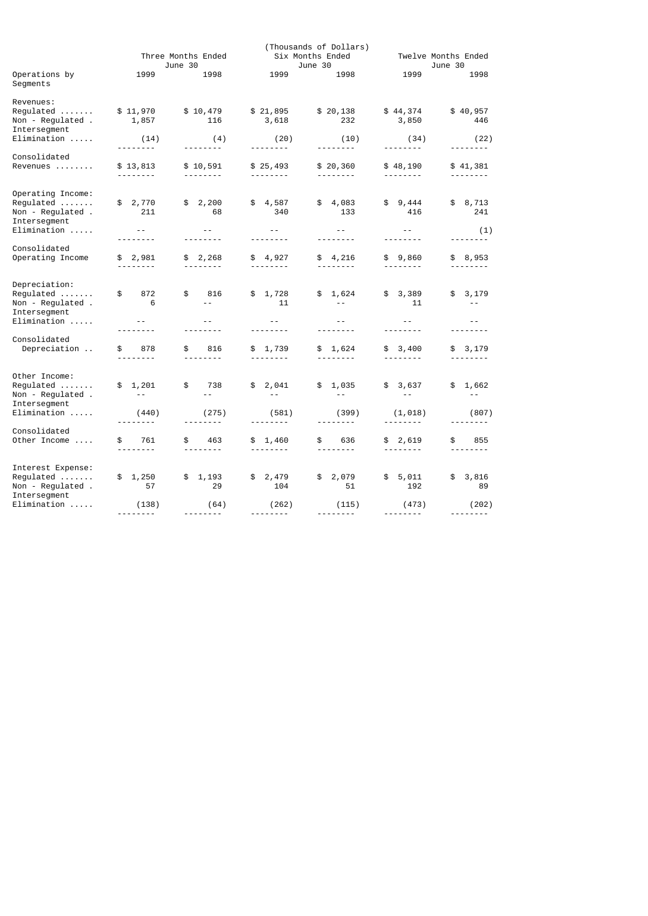| (Thousands of Dollars) | | | | | | |
|---|---|---|---|---|---|---|
| | Three Months Ended June 30 | | Six Months Ended June 30 | | Twelve Months Ended June 30 | |
| Operations by Segments | 1999 | 1998 | 1999 | 1998 | 1999 | 1998 |
| Revenues: | | | | | | |
| Regulated ....... | $ 11,970 | $ 10,479 | $ 21,895 | $ 20,138 | $ 44,374 | $ 40,957 |
| Non - Regulated . | 1,857 | 116 | 3,618 | 232 | 3,850 | 446 |
| Intersegment Elimination ..... | (14) | (4) | (20) | (10) | (34) | (22) |
| Consolidated Revenues ........ | $ 13,813 | $ 10,591 | $ 25,493 | $ 20,360 | $ 48,190 | $ 41,381 |
| Operating Income: | | | | | | |
| Regulated ....... | $ 2,770 | $ 2,200 | $ 4,587 | $ 4,083 | $ 9,444 | $ 8,713 |
| Non - Regulated . | 211 | 68 | 340 | 133 | 416 | 241 |
| Intersegment Elimination ..... | -- | -- | -- | -- | -- | (1) |
| Consolidated Operating Income | $ 2,981 | $ 2,268 | $ 4,927 | $ 4,216 | $ 9,860 | $ 8,953 |
| Depreciation: | | | | | | |
| Regulated ....... | $ 872 | $ 816 | $ 1,728 | $ 1,624 | $ 3,389 | $ 3,179 |
| Non - Regulated . | 6 | -- | 11 | -- | 11 | -- |
| Intersegment Elimination ..... | -- | -- | -- | -- | -- | -- |
| Consolidated Depreciation .. | $ 878 | $ 816 | $ 1,739 | $ 1,624 | $ 3,400 | $ 3,179 |
| Other Income: | | | | | | |
| Regulated ....... | $ 1,201 | $ 738 | $ 2,041 | $ 1,035 | $ 3,637 | $ 1,662 |
| Non - Regulated . | -- | -- | -- | -- | -- | -- |
| Intersegment Elimination ..... | (440) | (275) | (581) | (399) | (1,018) | (807) |
| Consolidated Other Income .... | $ 761 | $ 463 | $ 1,460 | $ 636 | $ 2,619 | $ 855 |
| Interest Expense: | | | | | | |
| Regulated ....... | $ 1,250 | $ 1,193 | $ 2,479 | $ 2,079 | $ 5,011 | $ 3,816 |
| Non - Regulated . | 57 | 29 | 104 | 51 | 192 | 89 |
| Intersegment Elimination ..... | (138) | (64) | (262) | (115) | (473) | (202) |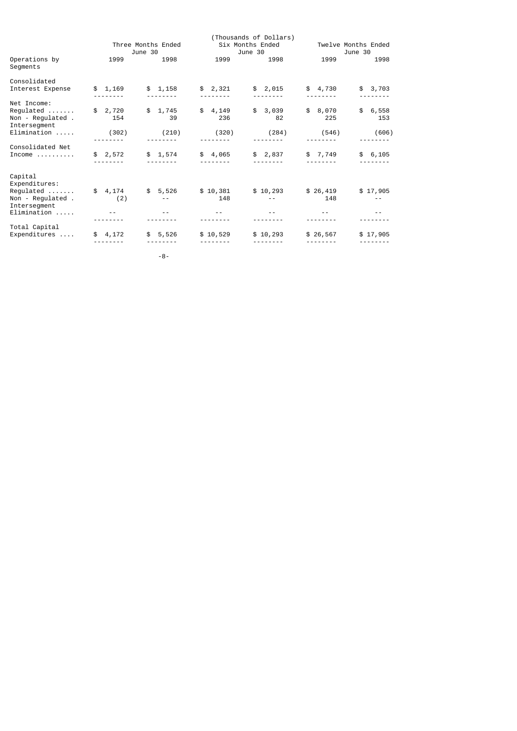| | (Thousands of Dollars) | | | | | |
|---|---|---|---|---|---|---|
| | Three Months Ended June 30 | | Six Months Ended June 30 | | Twelve Months Ended June 30 | |
| Operations by Segments | 1999 | 1998 | 1999 | 1998 | 1999 | 1998 |
| Consolidated Interest Expense | $ 1,169 | $ 1,158 | $ 2,321 | $ 2,015 | $ 4,730 | $ 3,703 |
| Net Income: | | | | | | |
| Regulated ....... | $ 2,720 | $ 1,745 | $ 4,149 | $ 3,039 | $ 8,070 | $ 6,558 |
| Non - Regulated . | 154 | 39 | 236 | 82 | 225 | 153 |
| Intersegment Elimination ..... | (302) | (210) | (320) | (284) | (546) | (606) |
| Consolidated Net Income .......... | $ 2,572 | $ 1,574 | $ 4,065 | $ 2,837 | $ 7,749 | $ 6,105 |
| Capital Expenditures: | | | | | | |
| Regulated ....... | $ 4,174 | $ 5,526 | $ 10,381 | $ 10,293 | $ 26,419 | $ 17,905 |
| Non - Regulated . | (2) | -- | 148 | -- | 148 | -- |
| Intersegment Elimination ..... | -- | -- | -- | -- | -- | -- |
| Total Capital Expenditures .... | $ 4,172 | $ 5,526 | $ 10,529 | $ 10,293 | $ 26,567 | $ 17,905 |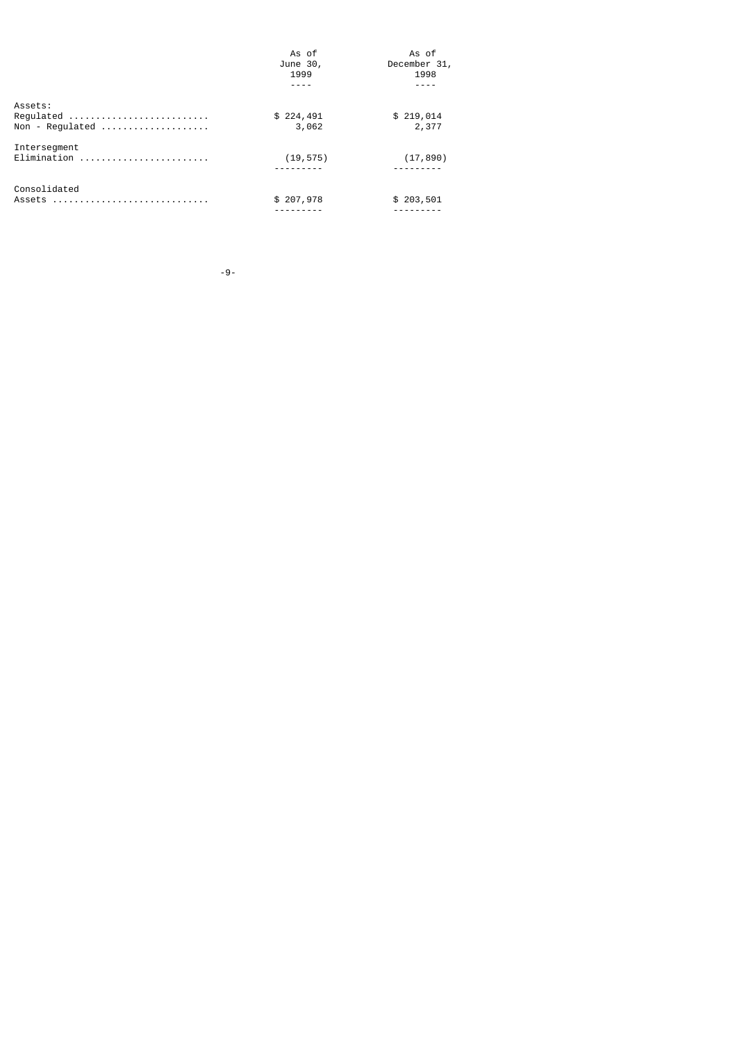| | As of June 30, 1999 | As of December 31, 1998 |
|---|---|---|
| Assets: | | |
| Regulated | $ 224,491 | $ 219,014 |
| Non - Regulated | 3,062 | 2,377 |
| Intersegment Elimination | (19,575) | (17,890) |
| Consolidated Assets | $ 207,978 | $ 203,501 |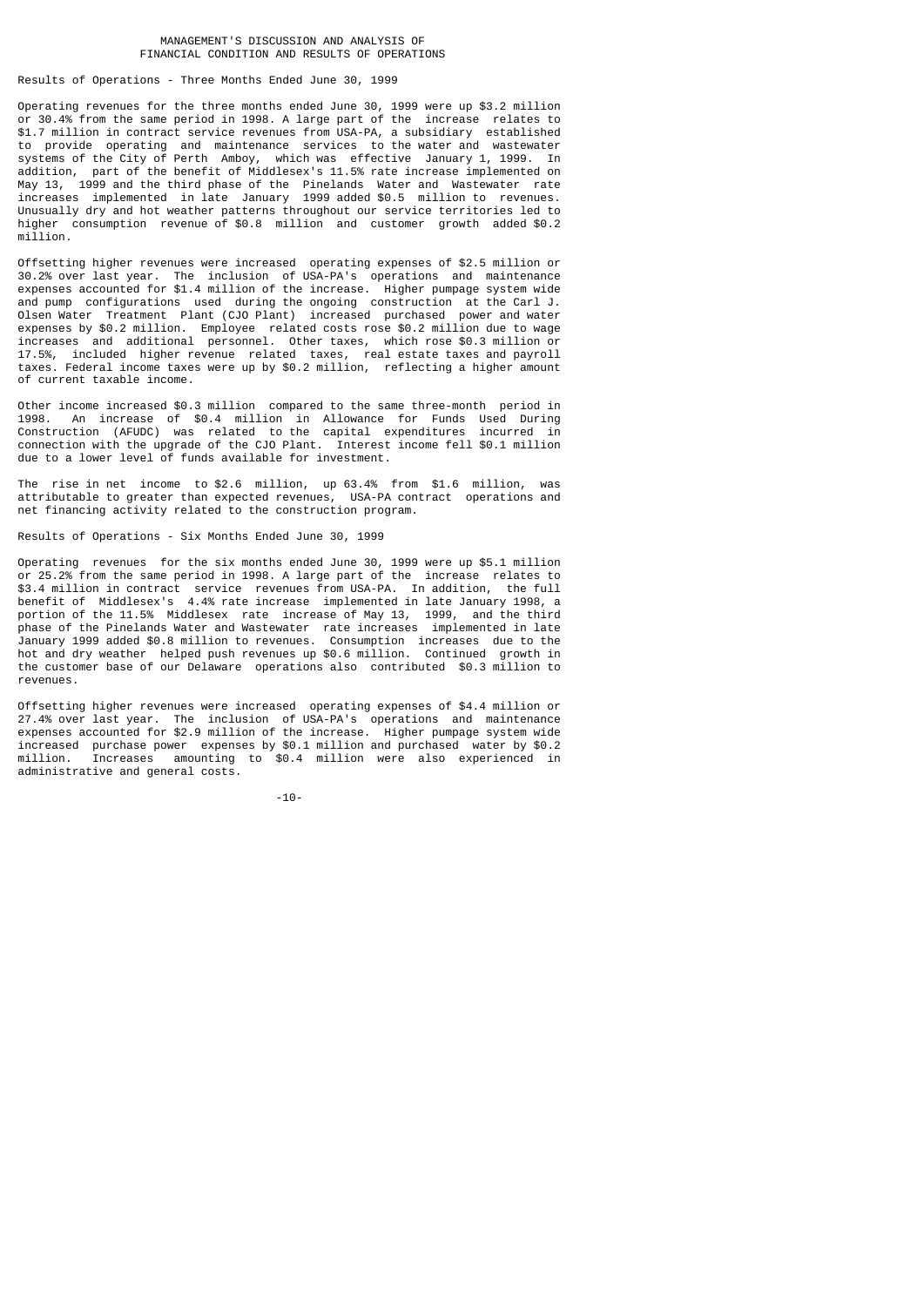# MANAGEMENT'S DISCUSSION AND ANALYSIS OF FINANCIAL CONDITION AND RESULTS OF OPERATIONS

## Results of Operations - Three Months Ended June 30, 1999

Operating revenues for the three months ended June 30, 1999 were up $3.2 million or 30.4% from the same period in 1998. A large part of the increase relates to $1.7 million in contract service revenues from USA-PA, a subsidiary established to provide operating and maintenance services to the water and wastewater systems of the City of Perth Amboy, which was effective January 1, 1999. In addition, part of the benefit of Middlesex's 11.5% rate increase implemented on May 13, 1999 and the third phase of the Pinelands Water and Wastewater rate increases implemented in late January 1999 added $0.5 million to revenues. Unusually dry and hot weather patterns throughout our service territories led to higher consumption revenue of $0.8 million and customer growth added $0.2 million.

Offsetting higher revenues were increased operating expenses of $2.5 million or 30.2% over last year. The inclusion of USA-PA's operations and maintenance expenses accounted for $1.4 million of the increase. Higher pumpage system wide and pump configurations used during the ongoing construction at the Carl J. Olsen Water Treatment Plant (CJO Plant) increased purchased power and water expenses by $0.2 million. Employee related costs rose $0.2 million due to wage increases and additional personnel. Other taxes, which rose $0.3 million or 17.5%, included higher revenue related taxes, real estate taxes and payroll taxes. Federal income taxes were up by $0.2 million, reflecting a higher amount of current taxable income.

Other income increased $0.3 million compared to the same three-month period in 1998. An increase of $0.4 million in Allowance for Funds Used During Construction (AFUDC) was related to the capital expenditures incurred in connection with the upgrade of the CJO Plant. Interest income fell $0.1 million due to a lower level of funds available for investment.

The rise in net income to $2.6 million, up 63.4% from $1.6 million, was attributable to greater than expected revenues, USA-PA contract operations and net financing activity related to the construction program.

## Results of Operations - Six Months Ended June 30, 1999

Operating revenues for the six months ended June 30, 1999 were up $5.1 million or 25.2% from the same period in 1998. A large part of the increase relates to $3.4 million in contract service revenues from USA-PA. In addition, the full benefit of Middlesex's 4.4% rate increase implemented in late January 1998, a portion of the 11.5% Middlesex rate increase of May 13, 1999, and the third phase of the Pinelands Water and Wastewater rate increases implemented in late January 1999 added $0.8 million to revenues. Consumption increases due to the hot and dry weather helped push revenues up $0.6 million. Continued growth in the customer base of our Delaware operations also contributed $0.3 million to revenues.

Offsetting higher revenues were increased operating expenses of $4.4 million or 27.4% over last year. The inclusion of USA-PA's operations and maintenance expenses accounted for $2.9 million of the increase. Higher pumpage system wide increased purchase power expenses by $0.1 million and purchased water by $0.2 million. Increases amounting to $0.4 million were also experienced in administrative and general costs.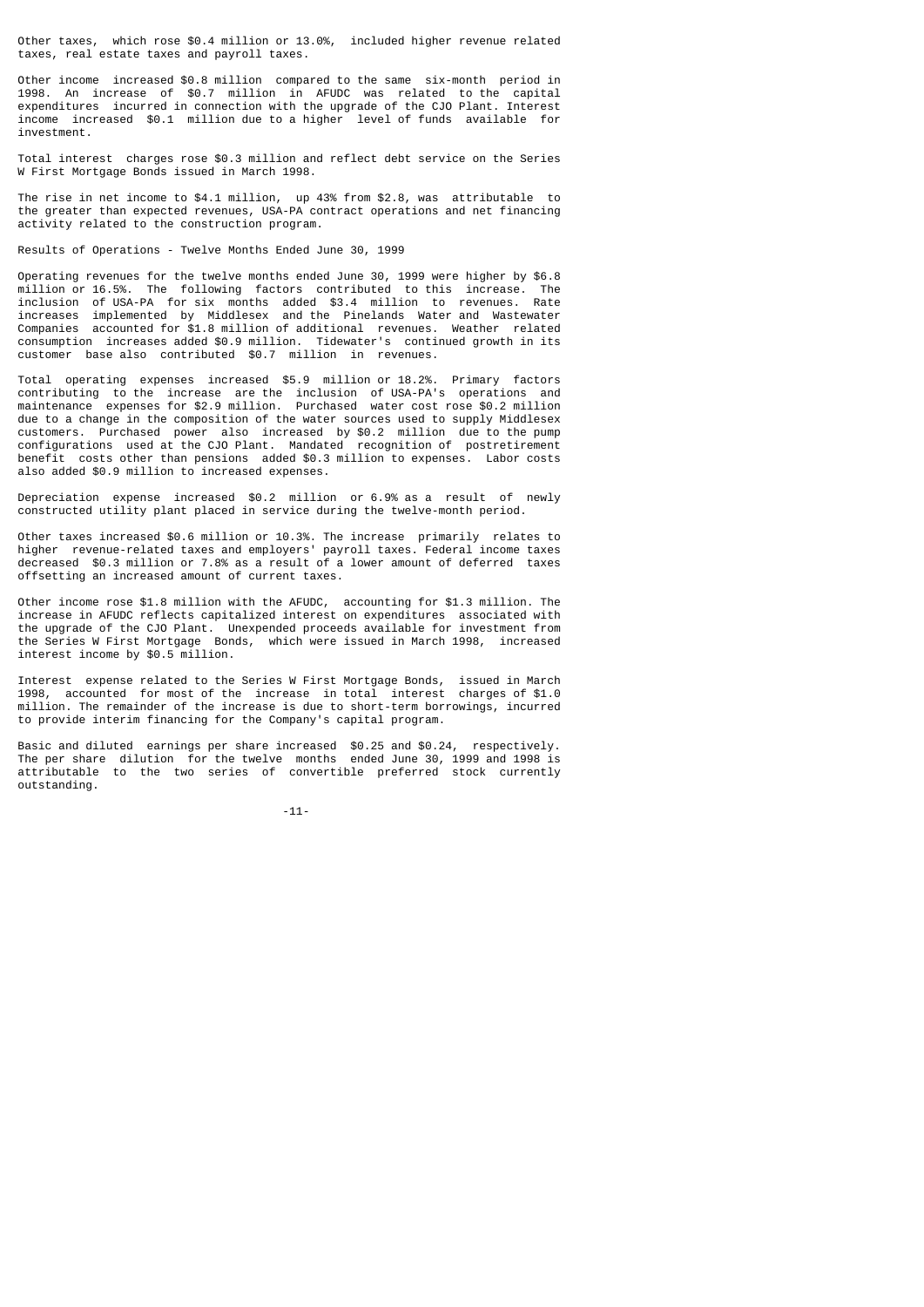Other taxes, which rose $0.4 million or 13.0%, included higher revenue related taxes, real estate taxes and payroll taxes.

Other income increased $0.8 million compared to the same six-month period in 1998. An increase of $0.7 million in AFUDC was related to the capital expenditures incurred in connection with the upgrade of the CJO Plant. Interest income increased $0.1 million due to a higher level of funds available for investment.

Total interest charges rose $0.3 million and reflect debt service on the Series W First Mortgage Bonds issued in March 1998.

The rise in net income to $4.1 million, up 43% from $2.8, was attributable to the greater than expected revenues, USA-PA contract operations and net financing activity related to the construction program.

Results of Operations - Twelve Months Ended June 30, 1999

Operating revenues for the twelve months ended June 30, 1999 were higher by $6.8 million or 16.5%. The following factors contributed to this increase. The inclusion of USA-PA for six months added $3.4 million to revenues. Rate increases implemented by Middlesex and the Pinelands Water and Wastewater Companies accounted for $1.8 million of additional revenues. Weather related consumption increases added $0.9 million. Tidewater's continued growth in its customer base also contributed $0.7 million in revenues.

Total operating expenses increased $5.9 million or 18.2%. Primary factors contributing to the increase are the inclusion of USA-PA's operations and maintenance expenses for $2.9 million. Purchased water cost rose $0.2 million due to a change in the composition of the water sources used to supply Middlesex customers. Purchased power also increased by $0.2 million due to the pump configurations used at the CJO Plant. Mandated recognition of postretirement benefit costs other than pensions added $0.3 million to expenses. Labor costs also added $0.9 million to increased expenses.

Depreciation expense increased $0.2 million or 6.9% as a result of newly constructed utility plant placed in service during the twelve-month period.

Other taxes increased $0.6 million or 10.3%. The increase primarily relates to higher revenue-related taxes and employers' payroll taxes. Federal income taxes decreased $0.3 million or 7.8% as a result of a lower amount of deferred taxes offsetting an increased amount of current taxes.

Other income rose $1.8 million with the AFUDC, accounting for $1.3 million. The increase in AFUDC reflects capitalized interest on expenditures associated with the upgrade of the CJO Plant. Unexpended proceeds available for investment from the Series W First Mortgage Bonds, which were issued in March 1998, increased interest income by $0.5 million.

Interest expense related to the Series W First Mortgage Bonds, issued in March 1998, accounted for most of the increase in total interest charges of $1.0 million. The remainder of the increase is due to short-term borrowings, incurred to provide interim financing for the Company's capital program.

Basic and diluted earnings per share increased $0.25 and $0.24, respectively. The per share dilution for the twelve months ended June 30, 1999 and 1998 is attributable to the two series of convertible preferred stock currently outstanding.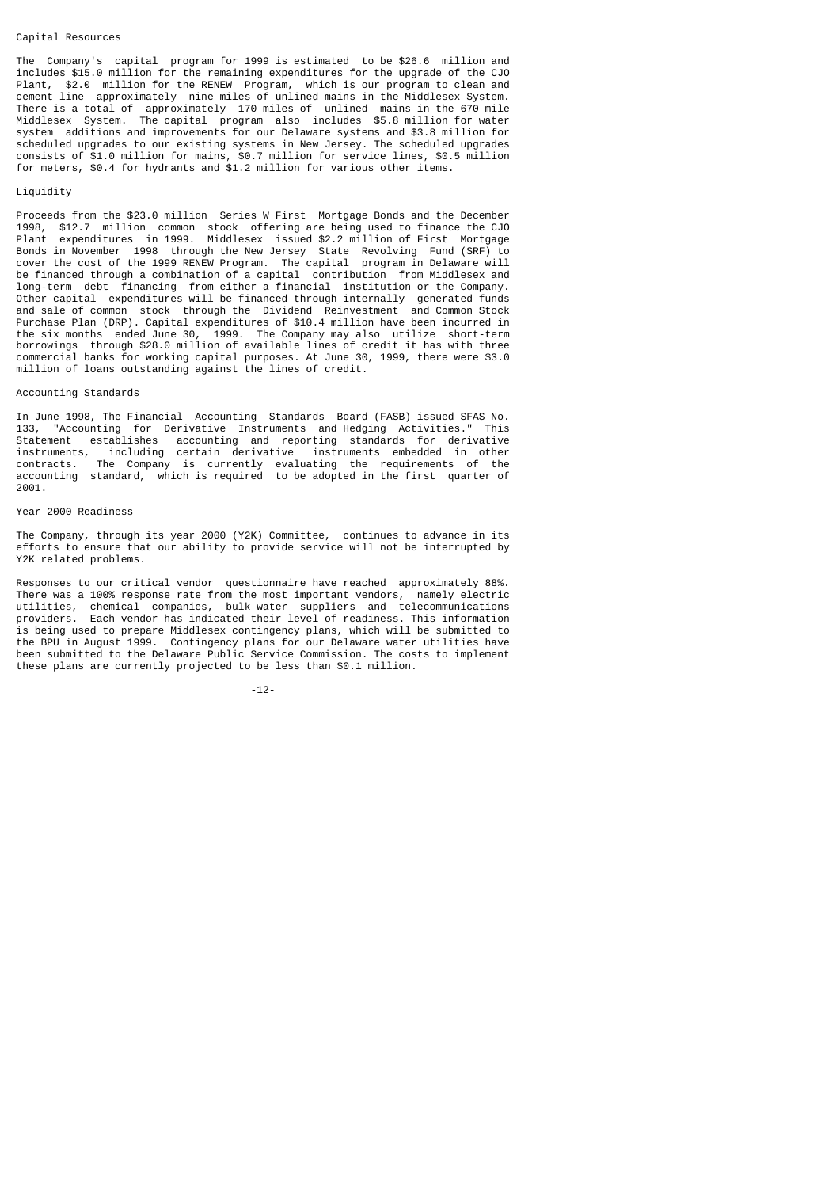## Capital Resources

The Company's capital program for 1999 is estimated to be $26.6 million and includes $15.0 million for the remaining expenditures for the upgrade of the CJO Plant, $2.0 million for the RENEW Program, which is our program to clean and cement line approximately nine miles of unlined mains in the Middlesex System. There is a total of approximately 170 miles of unlined mains in the 670 mile Middlesex System. The capital program also includes $5.8 million for water system additions and improvements for our Delaware systems and $3.8 million for scheduled upgrades to our existing systems in New Jersey. The scheduled upgrades consists of $1.0 million for mains, $0.7 million for service lines, $0.5 million for meters, $0.4 for hydrants and $1.2 million for various other items.

## Liquidity

Proceeds from the $23.0 million Series W First Mortgage Bonds and the December 1998, $12.7 million common stock offering are being used to finance the CJO Plant expenditures in 1999. Middlesex issued $2.2 million of First Mortgage Bonds in November 1998 through the New Jersey State Revolving Fund (SRF) to cover the cost of the 1999 RENEW Program. The capital program in Delaware will be financed through a combination of a capital contribution from Middlesex and long-term debt financing from either a financial institution or the Company. Other capital expenditures will be financed through internally generated funds and sale of common stock through the Dividend Reinvestment and Common Stock Purchase Plan (DRP). Capital expenditures of $10.4 million have been incurred in the six months ended June 30, 1999. The Company may also utilize short-term borrowings through $28.0 million of available lines of credit it has with three commercial banks for working capital purposes. At June 30, 1999, there were $3.0 million of loans outstanding against the lines of credit.

## Accounting Standards

In June 1998, The Financial Accounting Standards Board (FASB) issued SFAS No. 133, "Accounting for Derivative Instruments and Hedging Activities." This Statement establishes accounting and reporting standards for derivative instruments, including certain derivative instruments embedded in other contracts. The Company is currently evaluating the requirements of the accounting standard, which is required to be adopted in the first quarter of 2001.

## Year 2000 Readiness

The Company, through its year 2000 (Y2K) Committee, continues to advance in its efforts to ensure that our ability to provide service will not be interrupted by Y2K related problems.

Responses to our critical vendor questionnaire have reached approximately 88%. There was a 100% response rate from the most important vendors, namely electric utilities, chemical companies, bulk water suppliers and telecommunications providers. Each vendor has indicated their level of readiness. This information is being used to prepare Middlesex contingency plans, which will be submitted to the BPU in August 1999. Contingency plans for our Delaware water utilities have been submitted to the Delaware Public Service Commission. The costs to implement these plans are currently projected to be less than $0.1 million.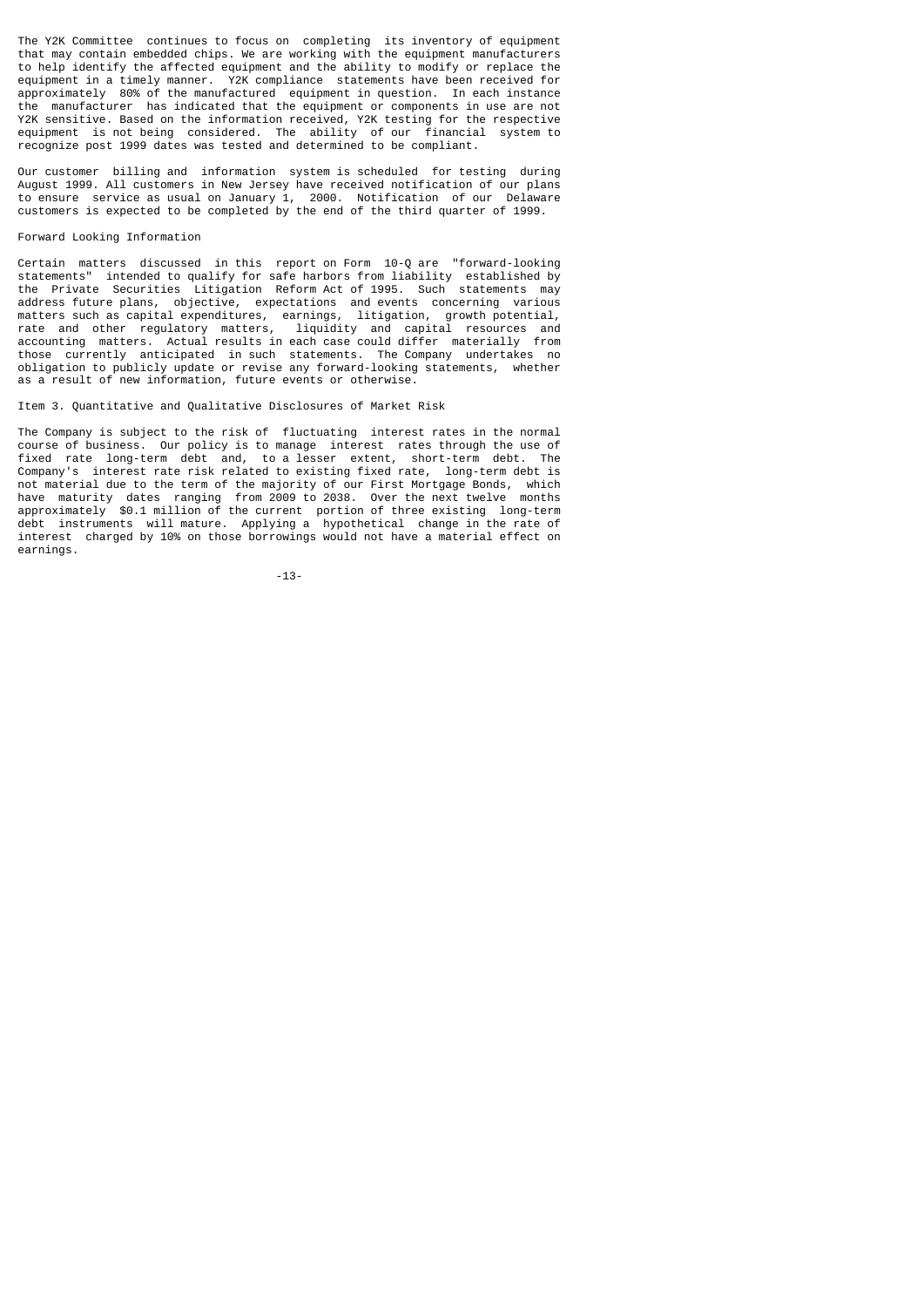The Y2K Committee continues to focus on completing its inventory of equipment that may contain embedded chips. We are working with the equipment manufacturers to help identify the affected equipment and the ability to modify or replace the equipment in a timely manner. Y2K compliance statements have been received for approximately 80% of the manufactured equipment in question. In each instance the manufacturer has indicated that the equipment or components in use are not Y2K sensitive. Based on the information received, Y2K testing for the respective equipment is not being considered. The ability of our financial system to recognize post 1999 dates was tested and determined to be compliant.

Our customer billing and information system is scheduled for testing during August 1999. All customers in New Jersey have received notification of our plans to ensure service as usual on January 1, 2000. Notification of our Delaware customers is expected to be completed by the end of the third quarter of 1999.

## Forward Looking Information

Certain matters discussed in this report on Form 10-Q are "forward-looking statements" intended to qualify for safe harbors from liability established by the Private Securities Litigation Reform Act of 1995. Such statements may address future plans, objective, expectations and events concerning various matters such as capital expenditures, earnings, litigation, growth potential, rate and other regulatory matters, liquidity and capital resources and accounting matters. Actual results in each case could differ materially from those currently anticipated in such statements. The Company undertakes no obligation to publicly update or revise any forward-looking statements, whether as a result of new information, future events or otherwise.

## Item 3. Quantitative and Qualitative Disclosures of Market Risk

The Company is subject to the risk of fluctuating interest rates in the normal course of business. Our policy is to manage interest rates through the use of fixed rate long-term debt and, to a lesser extent, short-term debt. The Company's interest rate risk related to existing fixed rate, long-term debt is not material due to the term of the majority of our First Mortgage Bonds, which have maturity dates ranging from 2009 to 2038. Over the next twelve months approximately $0.1 million of the current portion of three existing long-term debt instruments will mature. Applying a hypothetical change in the rate of interest charged by 10% on those borrowings would not have a material effect on earnings.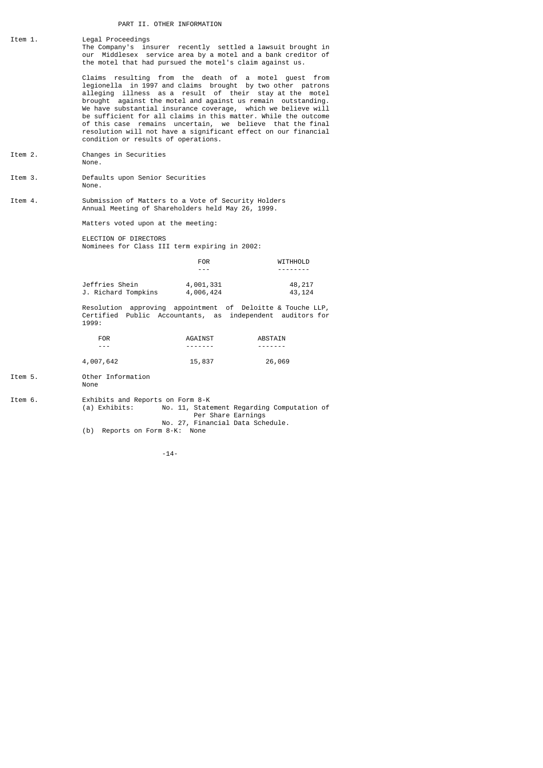# PART II. OTHER INFORMATION

**Item 1.** Legal Proceedings

The Company's insurer recently settled a lawsuit brought in our Middlesex service area by a motel and a bank creditor of the motel that had pursued the motel's claim against us.

Claims resulting from the death of a motel guest from legionella in 1997 and claims brought by two other patrons alleging illness as a result of their stay at the motel brought against the motel and against us remain outstanding. We have substantial insurance coverage, which we believe will be sufficient for all claims in this matter. While the outcome of this case remains uncertain, we believe that the final resolution will not have a significant effect on our financial condition or results of operations.

**Item 2.** Changes in Securities

None.

**Item 3.** Defaults upon Senior Securities

None.

**Item 4.** Submission of Matters to a Vote of Security Holders

Annual Meeting of Shareholders held May 26, 1999.

Matters voted upon at the meeting:

ELECTION OF DIRECTORS

Nominees for Class III term expiring in 2002:

| | FOR | WITHHOLD |
|---|---|---|
| Jeffries Shein | 4,001,331 | 48,217 |
| J. Richard Tompkins | 4,006,424 | 43,124 |

Resolution approving appointment of Deloitte & Touche LLP, Certified Public Accountants, as independent auditors for 1999:

| FOR | AGAINST | ABSTAIN |
|---|---|---|
| 4,007,642 | 15,837 | 26,069 |

**Item 5.** Other Information

None

**Item 6.** Exhibits and Reports on Form 8-K

(a) Exhibits: No. 11, Statement Regarding Computation of Per Share Earnings
No. 27, Financial Data Schedule.

(b) Reports on Form 8-K: None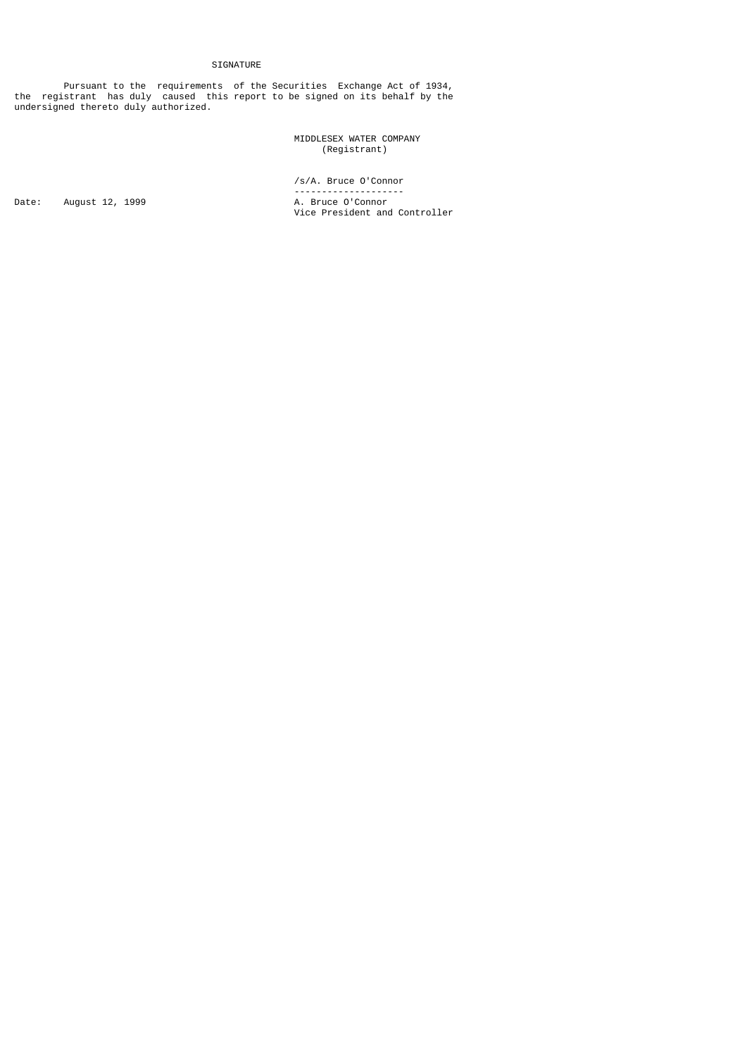# SIGNATURE

Pursuant to the requirements of the Securities Exchange Act of 1934, the registrant has duly caused this report to be signed on its behalf by the undersigned thereto duly authorized.

MIDDLESEX WATER COMPANY
(Registrant)

/s/A. Bruce O'Connor

--------------------

A. Bruce O'Connor
Vice President and Controller

Date: August 12, 1999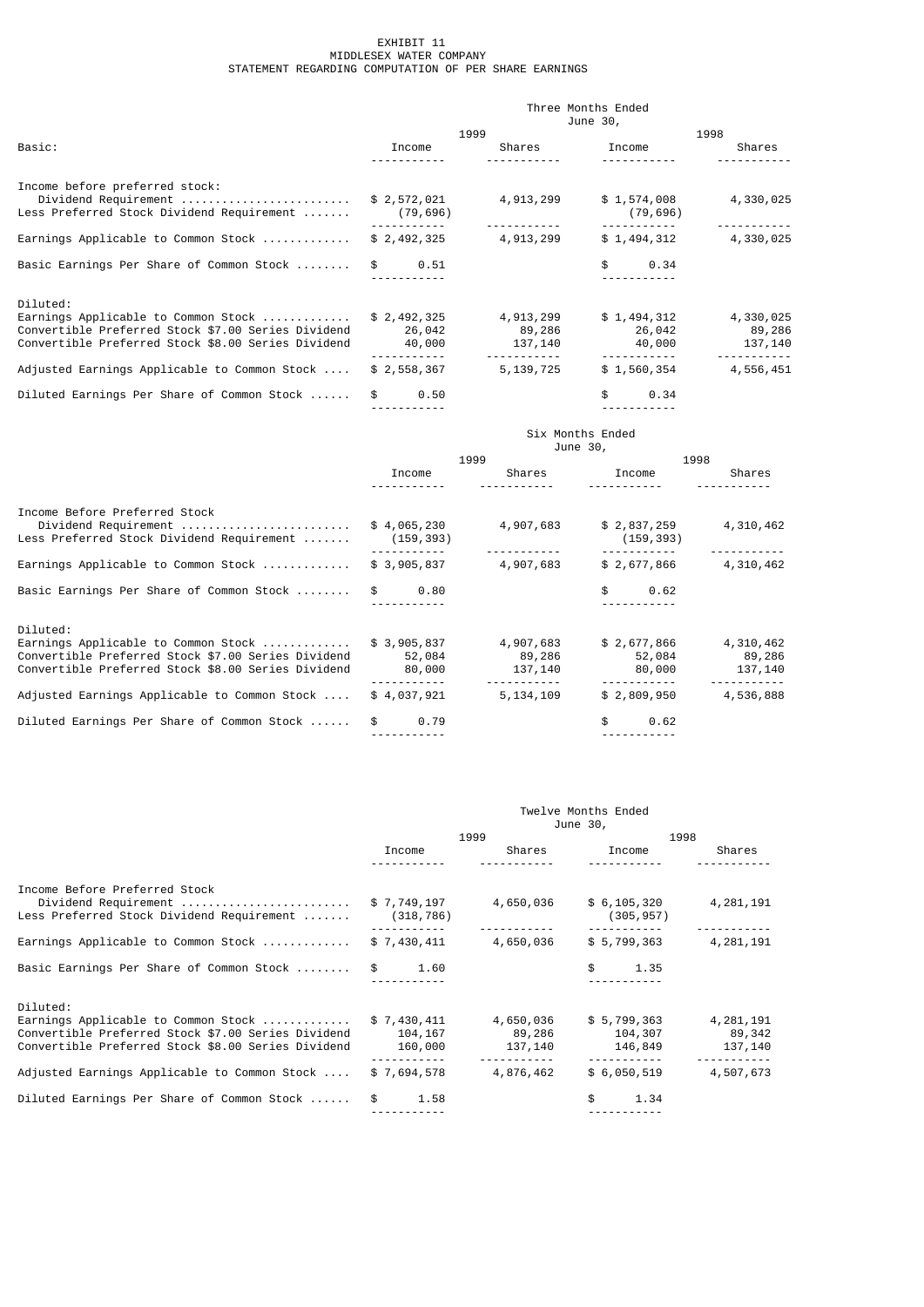EXHIBIT 11

MIDDLESEX WATER COMPANY

STATEMENT REGARDING COMPUTATION OF PER SHARE EARNINGS

| | Three Months Ended June 30, | | | |
|---|---|---|---|---|
| | 1999 | | 1998 | |
| Basic: | Income | Shares | Income | Shares |
| Income before preferred stock: Dividend Requirement | $ 2,572,021 | 4,913,299 | $ 1,574,008 | 4,330,025 |
| Less Preferred Stock Dividend Requirement | (79,696) | | (79,696) | |
| Earnings Applicable to Common Stock | $ 2,492,325 | 4,913,299 | $ 1,494,312 | 4,330,025 |
| Basic Earnings Per Share of Common Stock | $ 0.51 | | $ 0.34 | |
| Diluted: | | | | |
| Earnings Applicable to Common Stock | $ 2,492,325 | 4,913,299 | $ 1,494,312 | 4,330,025 |
| Convertible Preferred Stock $7.00 Series Dividend | 26,042 | 89,286 | 26,042 | 89,286 |
| Convertible Preferred Stock $8.00 Series Dividend | 40,000 | 137,140 | 40,000 | 137,140 |
| Adjusted Earnings Applicable to Common Stock | $ 2,558,367 | 5,139,725 | $ 1,560,354 | 4,556,451 |
| Diluted Earnings Per Share of Common Stock | $ 0.50 | | $ 0.34 | |

| | Six Months Ended June 30, | | | |
|---|---|---|---|---|
| | 1999 | | 1998 | |
| | Income | Shares | Income | Shares |
| Income Before Preferred Stock Dividend Requirement | $ 4,065,230 | 4,907,683 | $ 2,837,259 | 4,310,462 |
| Less Preferred Stock Dividend Requirement | (159,393) | | (159,393) | |
| Earnings Applicable to Common Stock | $ 3,905,837 | 4,907,683 | $ 2,677,866 | 4,310,462 |
| Basic Earnings Per Share of Common Stock | $ 0.80 | | $ 0.62 | |
| Diluted: | | | | |
| Earnings Applicable to Common Stock | $ 3,905,837 | 4,907,683 | $ 2,677,866 | 4,310,462 |
| Convertible Preferred Stock $7.00 Series Dividend | 52,084 | 89,286 | 52,084 | 89,286 |
| Convertible Preferred Stock $8.00 Series Dividend | 80,000 | 137,140 | 80,000 | 137,140 |
| Adjusted Earnings Applicable to Common Stock | $ 4,037,921 | 5,134,109 | $ 2,809,950 | 4,536,888 |
| Diluted Earnings Per Share of Common Stock | $ 0.79 | | $ 0.62 | |

| | Twelve Months Ended June 30, | | | |
|---|---|---|---|---|
| | 1999 | | 1998 | |
| | Income | Shares | Income | Shares |
| Income Before Preferred Stock Dividend Requirement | $ 7,749,197 | 4,650,036 | $ 6,105,320 | 4,281,191 |
| Less Preferred Stock Dividend Requirement | (318,786) | | (305,957) | |
| Earnings Applicable to Common Stock | $ 7,430,411 | 4,650,036 | $ 5,799,363 | 4,281,191 |
| Basic Earnings Per Share of Common Stock | $ 1.60 | | $ 1.35 | |
| Diluted: | | | | |
| Earnings Applicable to Common Stock | $ 7,430,411 | 4,650,036 | $ 5,799,363 | 4,281,191 |
| Convertible Preferred Stock $7.00 Series Dividend | 104,167 | 89,286 | 104,307 | 89,342 |
| Convertible Preferred Stock $8.00 Series Dividend | 160,000 | 137,140 | 146,849 | 137,140 |
| Adjusted Earnings Applicable to Common Stock | $ 7,694,578 | 4,876,462 | $ 6,050,519 | 4,507,673 |
| Diluted Earnings Per Share of Common Stock | $ 1.58 | | $ 1.34 | |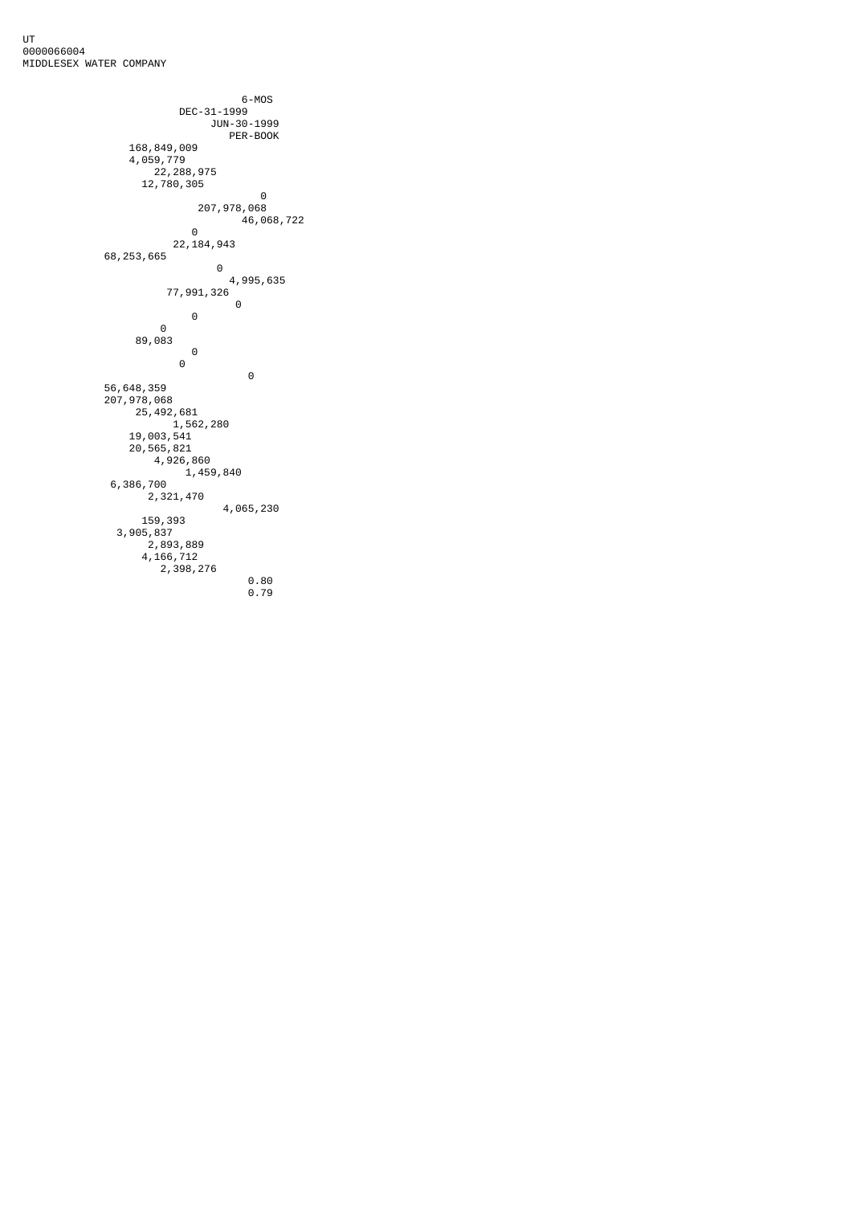UT
0000066004
MIDDLESEX WATER COMPANY

```
                             6-MOS
                  DEC-31-1999
                        JUN-30-1999
                          PER-BOOK
     168,849,009
     4,059,779
        22,288,975
       12,780,305
                                0
                    207,978,068
                          46,068,722
                      0
                 22,184,943
 68,253,665
                          0
                          4,995,635
            77,991,326
                             0
                      0
              0
       89,083
                      0
                    0
                              0
 56,648,359
 207,978,068
      25,492,681
           1,562,280
     19,003,541
     20,565,821
         4,926,860
              1,459,840
 6,386,700
        2,321,470
                       4,065,230
       159,393
   3,905,837
        2,893,889
       4,166,712
          2,398,276
                              0.80
                              0.79
```